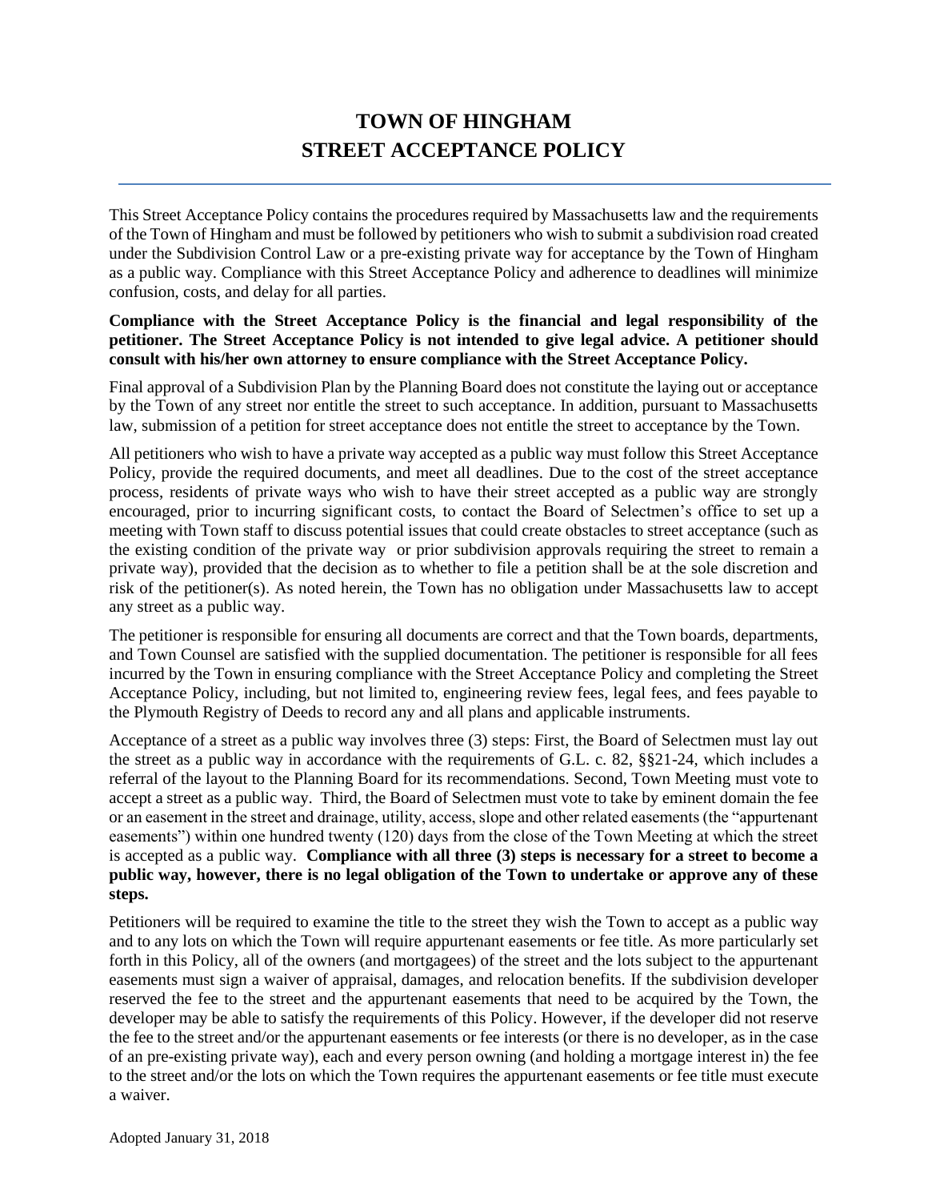# TOWN OF HINGHAM
# STREET ACCEPTANCE POLICY

This Street Acceptance Policy contains the procedures required by Massachusetts law and the requirements of the Town of Hingham and must be followed by petitioners who wish to submit a subdivision road created under the Subdivision Control Law or a pre-existing private way for acceptance by the Town of Hingham as a public way. Compliance with this Street Acceptance Policy and adherence to deadlines will minimize confusion, costs, and delay for all parties.

**Compliance with the Street Acceptance Policy is the financial and legal responsibility of the petitioner. The Street Acceptance Policy is not intended to give legal advice. A petitioner should consult with his/her own attorney to ensure compliance with the Street Acceptance Policy.**

Final approval of a Subdivision Plan by the Planning Board does not constitute the laying out or acceptance by the Town of any street nor entitle the street to such acceptance. In addition, pursuant to Massachusetts law, submission of a petition for street acceptance does not entitle the street to acceptance by the Town.

All petitioners who wish to have a private way accepted as a public way must follow this Street Acceptance Policy, provide the required documents, and meet all deadlines. Due to the cost of the street acceptance process, residents of private ways who wish to have their street accepted as a public way are strongly encouraged, prior to incurring significant costs, to contact the Board of Selectmen's office to set up a meeting with Town staff to discuss potential issues that could create obstacles to street acceptance (such as the existing condition of the private way or prior subdivision approvals requiring the street to remain a private way), provided that the decision as to whether to file a petition shall be at the sole discretion and risk of the petitioner(s). As noted herein, the Town has no obligation under Massachusetts law to accept any street as a public way.

The petitioner is responsible for ensuring all documents are correct and that the Town boards, departments, and Town Counsel are satisfied with the supplied documentation. The petitioner is responsible for all fees incurred by the Town in ensuring compliance with the Street Acceptance Policy and completing the Street Acceptance Policy, including, but not limited to, engineering review fees, legal fees, and fees payable to the Plymouth Registry of Deeds to record any and all plans and applicable instruments.

Acceptance of a street as a public way involves three (3) steps: First, the Board of Selectmen must lay out the street as a public way in accordance with the requirements of G.L. c. 82, §§21-24, which includes a referral of the layout to the Planning Board for its recommendations. Second, Town Meeting must vote to accept a street as a public way. Third, the Board of Selectmen must vote to take by eminent domain the fee or an easement in the street and drainage, utility, access, slope and other related easements (the "appurtenant easements") within one hundred twenty (120) days from the close of the Town Meeting at which the street is accepted as a public way. **Compliance with all three (3) steps is necessary for a street to become a public way, however, there is no legal obligation of the Town to undertake or approve any of these steps.**

Petitioners will be required to examine the title to the street they wish the Town to accept as a public way and to any lots on which the Town will require appurtenant easements or fee title. As more particularly set forth in this Policy, all of the owners (and mortgagees) of the street and the lots subject to the appurtenant easements must sign a waiver of appraisal, damages, and relocation benefits. If the subdivision developer reserved the fee to the street and the appurtenant easements that need to be acquired by the Town, the developer may be able to satisfy the requirements of this Policy. However, if the developer did not reserve the fee to the street and/or the appurtenant easements or fee interests (or there is no developer, as in the case of an pre-existing private way), each and every person owning (and holding a mortgage interest in) the fee to the street and/or the lots on which the Town requires the appurtenant easements or fee title must execute a waiver.

Adopted January 31, 2018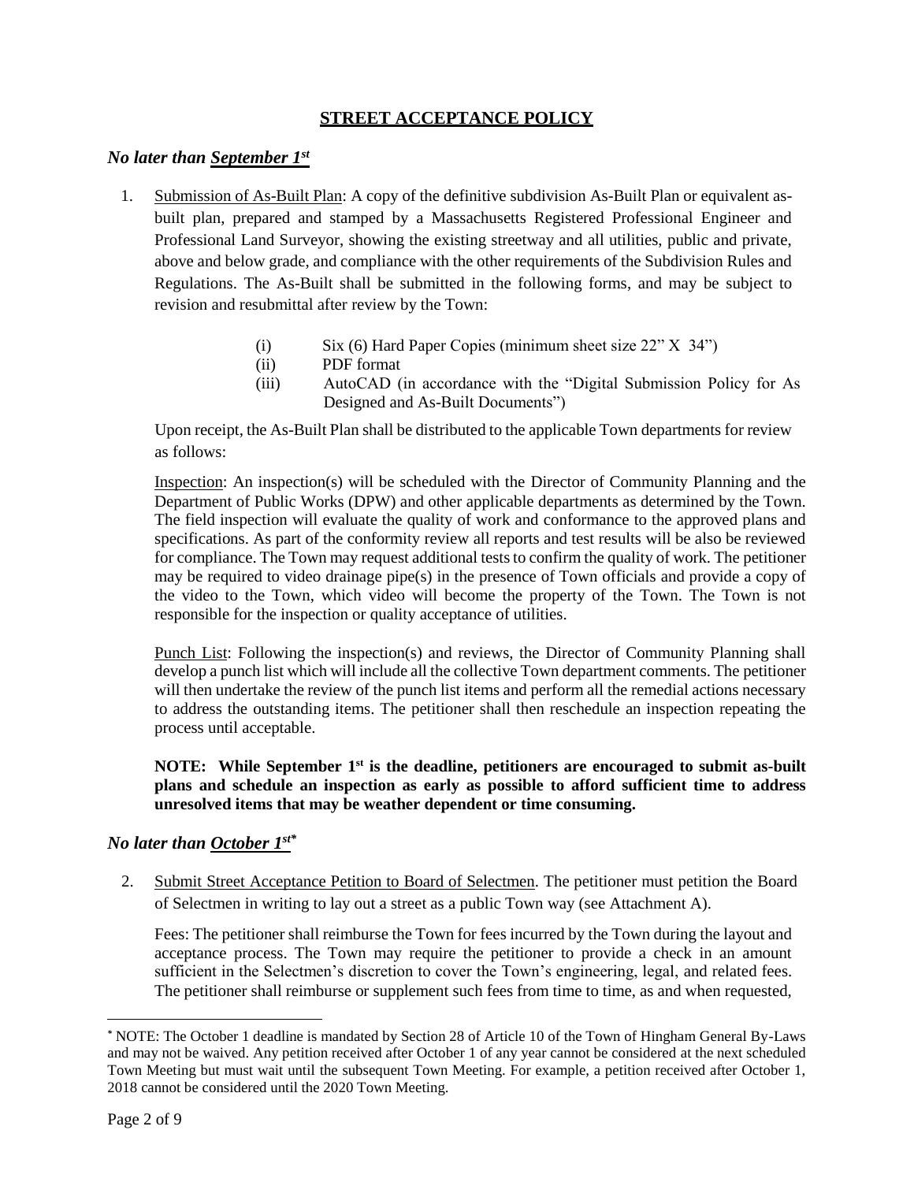# STREET ACCEPTANCE POLICY

## *No later than September 1st*

1. Submission of As-Built Plan: A copy of the definitive subdivision As-Built Plan or equivalent as-built plan, prepared and stamped by a Massachusetts Registered Professional Engineer and Professional Land Surveyor, showing the existing streetway and all utilities, public and private, above and below grade, and compliance with the other requirements of the Subdivision Rules and Regulations. The As-Built shall be submitted in the following forms, and may be subject to revision and resubmittal after review by the Town:

   (i) Six (6) Hard Paper Copies (minimum sheet size 22" X 34")
   (ii) PDF format
   (iii) AutoCAD (in accordance with the "Digital Submission Policy for As Designed and As-Built Documents")

   Upon receipt, the As-Built Plan shall be distributed to the applicable Town departments for review as follows:

   Inspection: An inspection(s) will be scheduled with the Director of Community Planning and the Department of Public Works (DPW) and other applicable departments as determined by the Town. The field inspection will evaluate the quality of work and conformance to the approved plans and specifications. As part of the conformity review all reports and test results will be also be reviewed for compliance. The Town may request additional tests to confirm the quality of work. The petitioner may be required to video drainage pipe(s) in the presence of Town officials and provide a copy of the video to the Town, which video will become the property of the Town. The Town is not responsible for the inspection or quality acceptance of utilities.

   Punch List: Following the inspection(s) and reviews, the Director of Community Planning shall develop a punch list which will include all the collective Town department comments. The petitioner will then undertake the review of the punch list items and perform all the remedial actions necessary to address the outstanding items. The petitioner shall then reschedule an inspection repeating the process until acceptable.

   **NOTE: While September 1st is the deadline, petitioners are encouraged to submit as-built plans and schedule an inspection as early as possible to afford sufficient time to address unresolved items that may be weather dependent or time consuming.**

## *No later than October 1st**

2. Submit Street Acceptance Petition to Board of Selectmen. The petitioner must petition the Board of Selectmen in writing to lay out a street as a public Town way (see Attachment A).

   Fees: The petitioner shall reimburse the Town for fees incurred by the Town during the layout and acceptance process. The Town may require the petitioner to provide a check in an amount sufficient in the Selectmen's discretion to cover the Town's engineering, legal, and related fees. The petitioner shall reimburse or supplement such fees from time to time, as and when requested,

---

\* NOTE: The October 1 deadline is mandated by Section 28 of Article 10 of the Town of Hingham General By-Laws and may not be waived. Any petition received after October 1 of any year cannot be considered at the next scheduled Town Meeting but must wait until the subsequent Town Meeting. For example, a petition received after October 1, 2018 cannot be considered until the 2020 Town Meeting.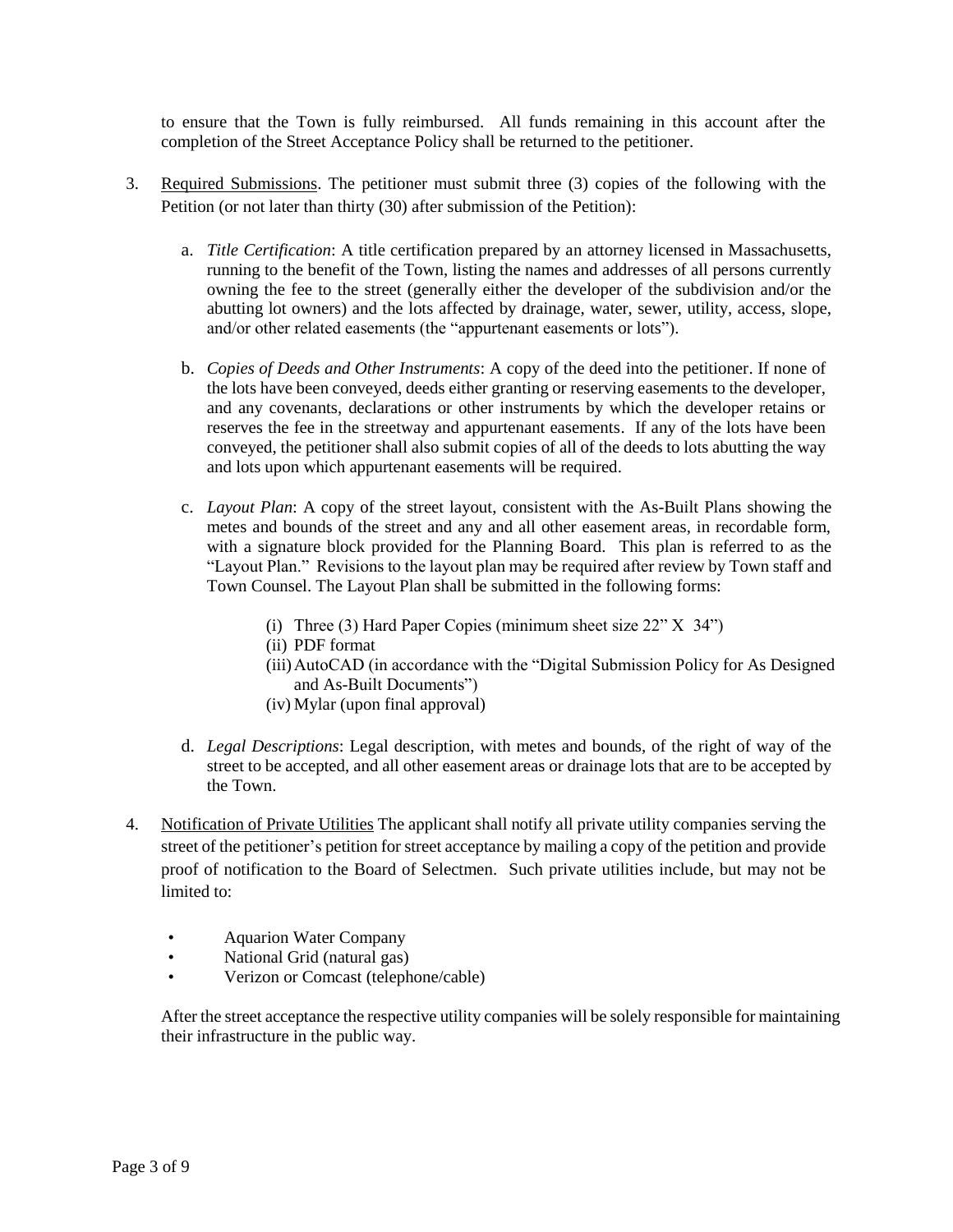to ensure that the Town is fully reimbursed. All funds remaining in this account after the completion of the Street Acceptance Policy shall be returned to the petitioner.

3. <u>Required Submissions</u>. The petitioner must submit three (3) copies of the following with the Petition (or not later than thirty (30) after submission of the Petition):

   a. *Title Certification*: A title certification prepared by an attorney licensed in Massachusetts, running to the benefit of the Town, listing the names and addresses of all persons currently owning the fee to the street (generally either the developer of the subdivision and/or the abutting lot owners) and the lots affected by drainage, water, sewer, utility, access, slope, and/or other related easements (the "appurtenant easements or lots").

   b. *Copies of Deeds and Other Instruments*: A copy of the deed into the petitioner. If none of the lots have been conveyed, deeds either granting or reserving easements to the developer, and any covenants, declarations or other instruments by which the developer retains or reserves the fee in the streetway and appurtenant easements. If any of the lots have been conveyed, the petitioner shall also submit copies of all of the deeds to lots abutting the way and lots upon which appurtenant easements will be required.

   c. *Layout Plan*: A copy of the street layout, consistent with the As-Built Plans showing the metes and bounds of the street and any and all other easement areas, in recordable form, with a signature block provided for the Planning Board. This plan is referred to as the "Layout Plan." Revisions to the layout plan may be required after review by Town staff and Town Counsel. The Layout Plan shall be submitted in the following forms:

      (i) Three (3) Hard Paper Copies (minimum sheet size 22" X 34")
      (ii) PDF format
      (iii) AutoCAD (in accordance with the "Digital Submission Policy for As Designed and As-Built Documents")
      (iv) Mylar (upon final approval)

   d. *Legal Descriptions*: Legal description, with metes and bounds, of the right of way of the street to be accepted, and all other easement areas or drainage lots that are to be accepted by the Town.

4. <u>Notification of Private Utilities</u> The applicant shall notify all private utility companies serving the street of the petitioner's petition for street acceptance by mailing a copy of the petition and provide proof of notification to the Board of Selectmen. Such private utilities include, but may not be limited to:

   - Aquarion Water Company
   - National Grid (natural gas)
   - Verizon or Comcast (telephone/cable)

   After the street acceptance the respective utility companies will be solely responsible for maintaining their infrastructure in the public way.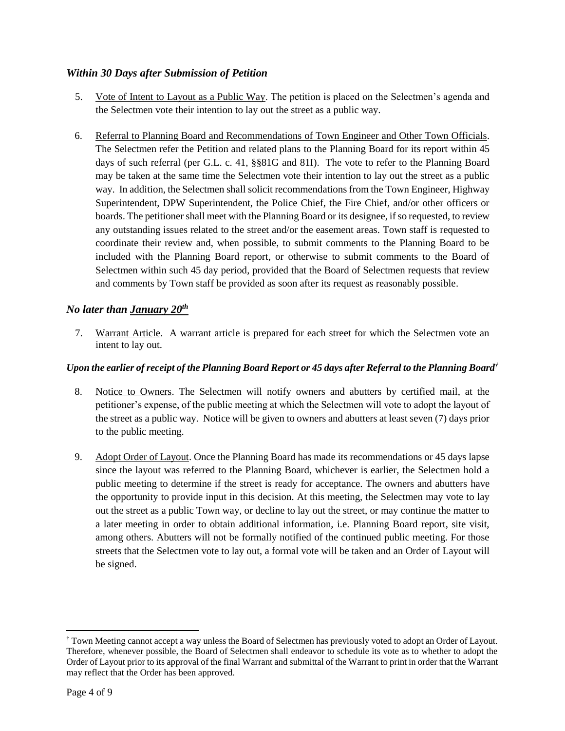### *Within 30 Days after Submission of Petition*

5. Vote of Intent to Layout as a Public Way. The petition is placed on the Selectmen's agenda and the Selectmen vote their intention to lay out the street as a public way.

6. Referral to Planning Board and Recommendations of Town Engineer and Other Town Officials. The Selectmen refer the Petition and related plans to the Planning Board for its report within 45 days of such referral (per G.L. c. 41, §§81G and 81I). The vote to refer to the Planning Board may be taken at the same time the Selectmen vote their intention to lay out the street as a public way. In addition, the Selectmen shall solicit recommendations from the Town Engineer, Highway Superintendent, DPW Superintendent, the Police Chief, the Fire Chief, and/or other officers or boards. The petitioner shall meet with the Planning Board or its designee, if so requested, to review any outstanding issues related to the street and/or the easement areas. Town staff is requested to coordinate their review and, when possible, to submit comments to the Planning Board to be included with the Planning Board report, or otherwise to submit comments to the Board of Selectmen within such 45 day period, provided that the Board of Selectmen requests that review and comments by Town staff be provided as soon after its request as reasonably possible.

### *No later than January 20th*

7. Warrant Article. A warrant article is prepared for each street for which the Selectmen vote an intent to lay out.

#### *Upon the earlier of receipt of the Planning Board Report or 45 days after Referral to the Planning Board*[†]

8. Notice to Owners. The Selectmen will notify owners and abutters by certified mail, at the petitioner's expense, of the public meeting at which the Selectmen will vote to adopt the layout of the street as a public way. Notice will be given to owners and abutters at least seven (7) days prior to the public meeting.

9. Adopt Order of Layout. Once the Planning Board has made its recommendations or 45 days lapse since the layout was referred to the Planning Board, whichever is earlier, the Selectmen hold a public meeting to determine if the street is ready for acceptance. The owners and abutters have the opportunity to provide input in this decision. At this meeting, the Selectmen may vote to lay out the street as a public Town way, or decline to lay out the street, or may continue the matter to a later meeting in order to obtain additional information, i.e. Planning Board report, site visit, among others. Abutters will not be formally notified of the continued public meeting. For those streets that the Selectmen vote to lay out, a formal vote will be taken and an Order of Layout will be signed.

---

[†] Town Meeting cannot accept a way unless the Board of Selectmen has previously voted to adopt an Order of Layout. Therefore, whenever possible, the Board of Selectmen shall endeavor to schedule its vote as to whether to adopt the Order of Layout prior to its approval of the final Warrant and submittal of the Warrant to print in order that the Warrant may reflect that the Order has been approved.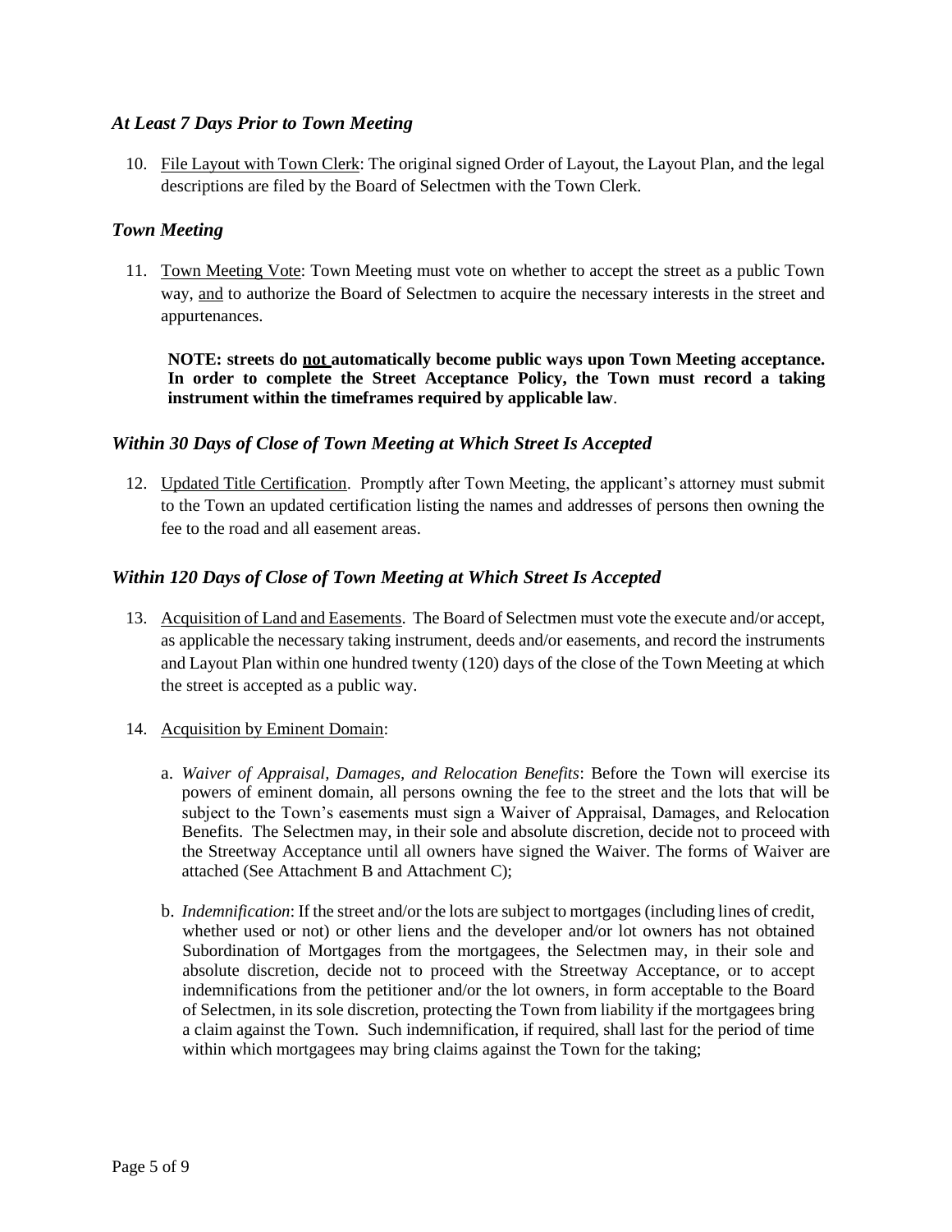### *At Least 7 Days Prior to Town Meeting*

10. File Layout with Town Clerk: The original signed Order of Layout, the Layout Plan, and the legal descriptions are filed by the Board of Selectmen with the Town Clerk.

### *Town Meeting*

11. Town Meeting Vote: Town Meeting must vote on whether to accept the street as a public Town way, and to authorize the Board of Selectmen to acquire the necessary interests in the street and appurtenances.

    **NOTE: streets do not automatically become public ways upon Town Meeting acceptance. In order to complete the Street Acceptance Policy, the Town must record a taking instrument within the timeframes required by applicable law**.

### *Within 30 Days of Close of Town Meeting at Which Street Is Accepted*

12. Updated Title Certification. Promptly after Town Meeting, the applicant's attorney must submit to the Town an updated certification listing the names and addresses of persons then owning the fee to the road and all easement areas.

### *Within 120 Days of Close of Town Meeting at Which Street Is Accepted*

13. Acquisition of Land and Easements. The Board of Selectmen must vote the execute and/or accept, as applicable the necessary taking instrument, deeds and/or easements, and record the instruments and Layout Plan within one hundred twenty (120) days of the close of the Town Meeting at which the street is accepted as a public way.

14. Acquisition by Eminent Domain:

    a. *Waiver of Appraisal, Damages, and Relocation Benefits*: Before the Town will exercise its powers of eminent domain, all persons owning the fee to the street and the lots that will be subject to the Town's easements must sign a Waiver of Appraisal, Damages, and Relocation Benefits. The Selectmen may, in their sole and absolute discretion, decide not to proceed with the Streetway Acceptance until all owners have signed the Waiver. The forms of Waiver are attached (See Attachment B and Attachment C);

    b. *Indemnification*: If the street and/or the lots are subject to mortgages (including lines of credit, whether used or not) or other liens and the developer and/or lot owners has not obtained Subordination of Mortgages from the mortgagees, the Selectmen may, in their sole and absolute discretion, decide not to proceed with the Streetway Acceptance, or to accept indemnifications from the petitioner and/or the lot owners, in form acceptable to the Board of Selectmen, in its sole discretion, protecting the Town from liability if the mortgagees bring a claim against the Town. Such indemnification, if required, shall last for the period of time within which mortgagees may bring claims against the Town for the taking;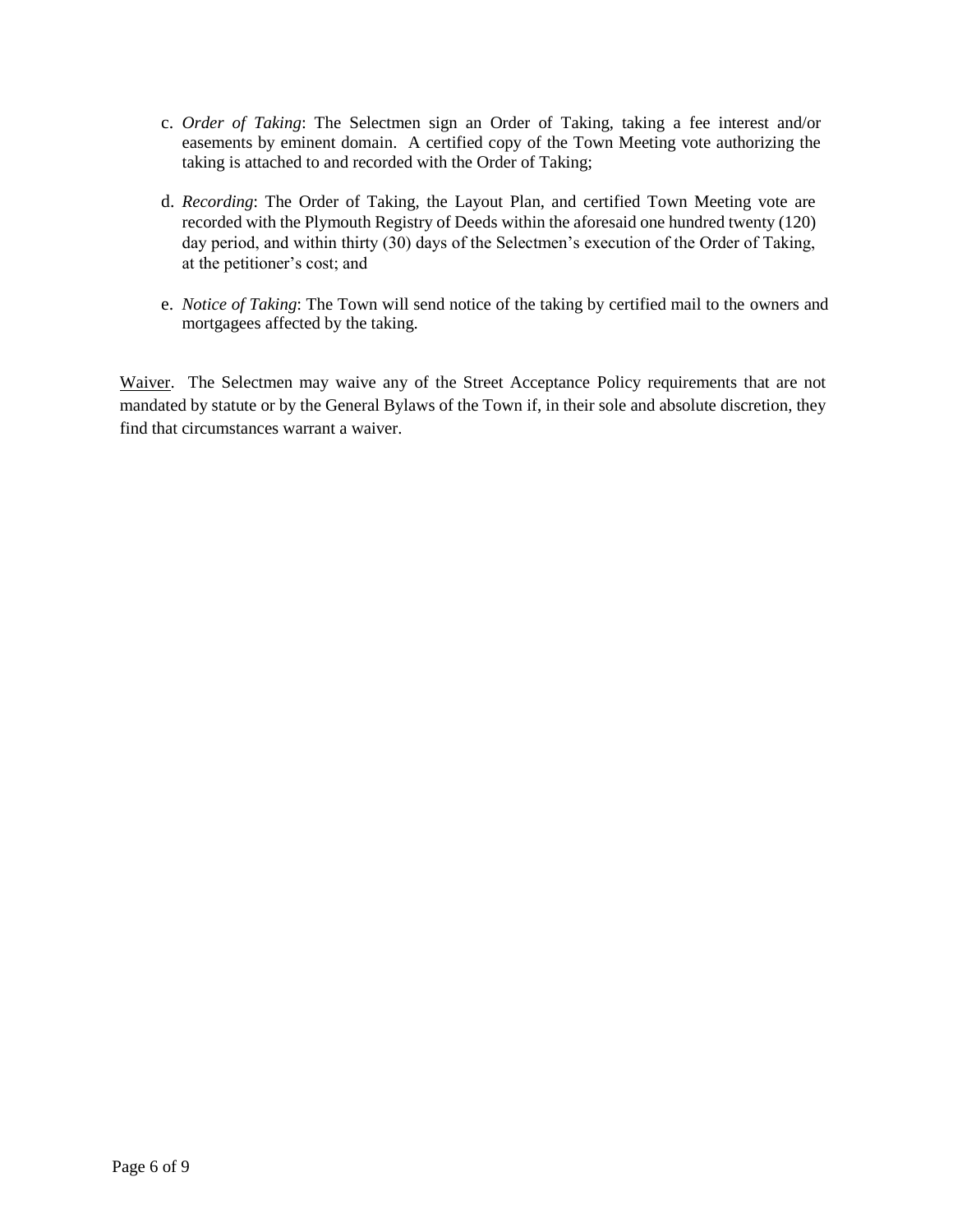c. *Order of Taking*: The Selectmen sign an Order of Taking, taking a fee interest and/or easements by eminent domain. A certified copy of the Town Meeting vote authorizing the taking is attached to and recorded with the Order of Taking;

d. *Recording*: The Order of Taking, the Layout Plan, and certified Town Meeting vote are recorded with the Plymouth Registry of Deeds within the aforesaid one hundred twenty (120) day period, and within thirty (30) days of the Selectmen's execution of the Order of Taking, at the petitioner's cost; and

e. *Notice of Taking*: The Town will send notice of the taking by certified mail to the owners and mortgagees affected by the taking.

<u>Waiver</u>. The Selectmen may waive any of the Street Acceptance Policy requirements that are not mandated by statute or by the General Bylaws of the Town if, in their sole and absolute discretion, they find that circumstances warrant a waiver.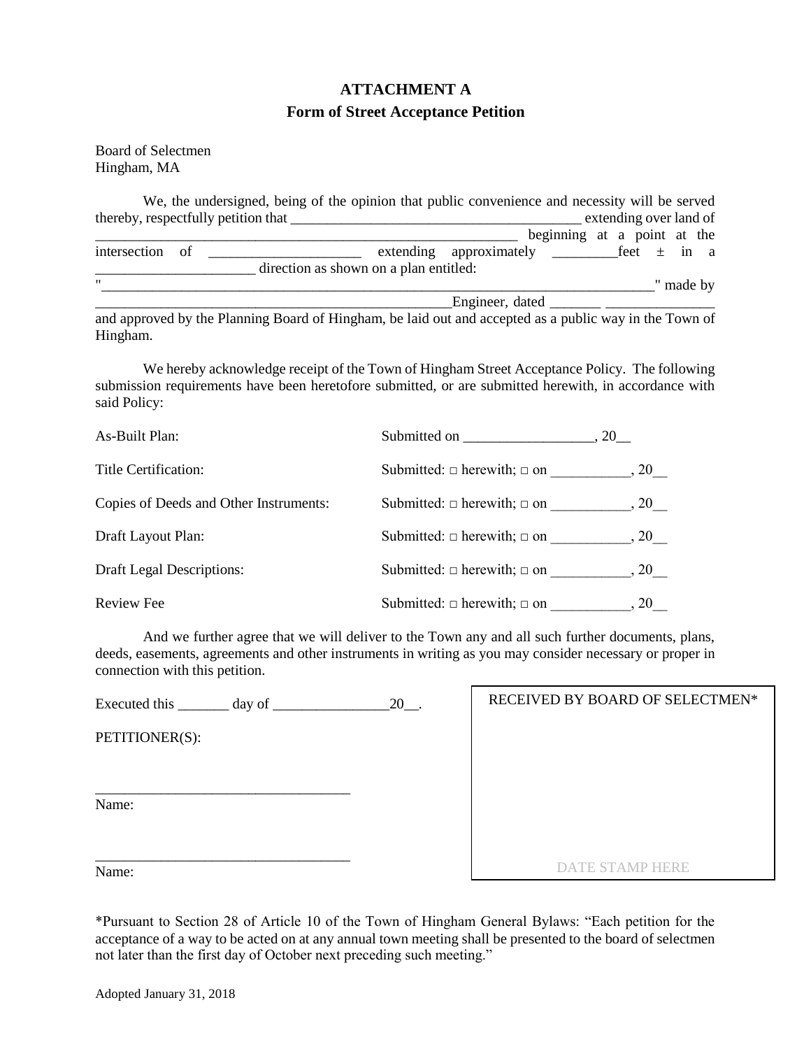# ATTACHMENT A

## Form of Street Acceptance Petition

Board of Selectmen
Hingham, MA

We, the undersigned, being of the opinion that public convenience and necessity will be served thereby, respectfully petition that _________________________________________ extending over land of ______________________________________________________________ beginning at a point at the intersection of _____________________ extending approximately _________feet ± in a ______________________ direction as shown on a plan entitled: "_________________________________________________________________________________" made by ____________________________________________________Engineer, dated _______ _______________ and approved by the Planning Board of Hingham, be laid out and accepted as a public way in the Town of Hingham.

We hereby acknowledge receipt of the Town of Hingham Street Acceptance Policy. The following submission requirements have been heretofore submitted, or are submitted herewith, in accordance with said Policy:

| | |
|---|---|
| As-Built Plan: | Submitted on __________________, 20__ |
| Title Certification: | Submitted: □ herewith; □ on ___________, 20__ |
| Copies of Deeds and Other Instruments: | Submitted: □ herewith; □ on ___________, 20__ |
| Draft Layout Plan: | Submitted: □ herewith; □ on ___________, 20__ |
| Draft Legal Descriptions: | Submitted: □ herewith; □ on ___________, 20__ |
| Review Fee | Submitted: □ herewith; □ on ___________, 20__ |

And we further agree that we will deliver to the Town any and all such further documents, plans, deeds, easements, agreements and other instruments in writing as you may consider necessary or proper in connection with this petition.

Executed this _______ day of ________________20__.

PETITIONER(S):

___________________________________
Name:

___________________________________
Name:

RECEIVED BY BOARD OF SELECTMEN*

DATE STAMP HERE

*Pursuant to Section 28 of Article 10 of the Town of Hingham General Bylaws: "Each petition for the acceptance of a way to be acted on at any annual town meeting shall be presented to the board of selectmen not later than the first day of October next preceding such meeting."

Adopted January 31, 2018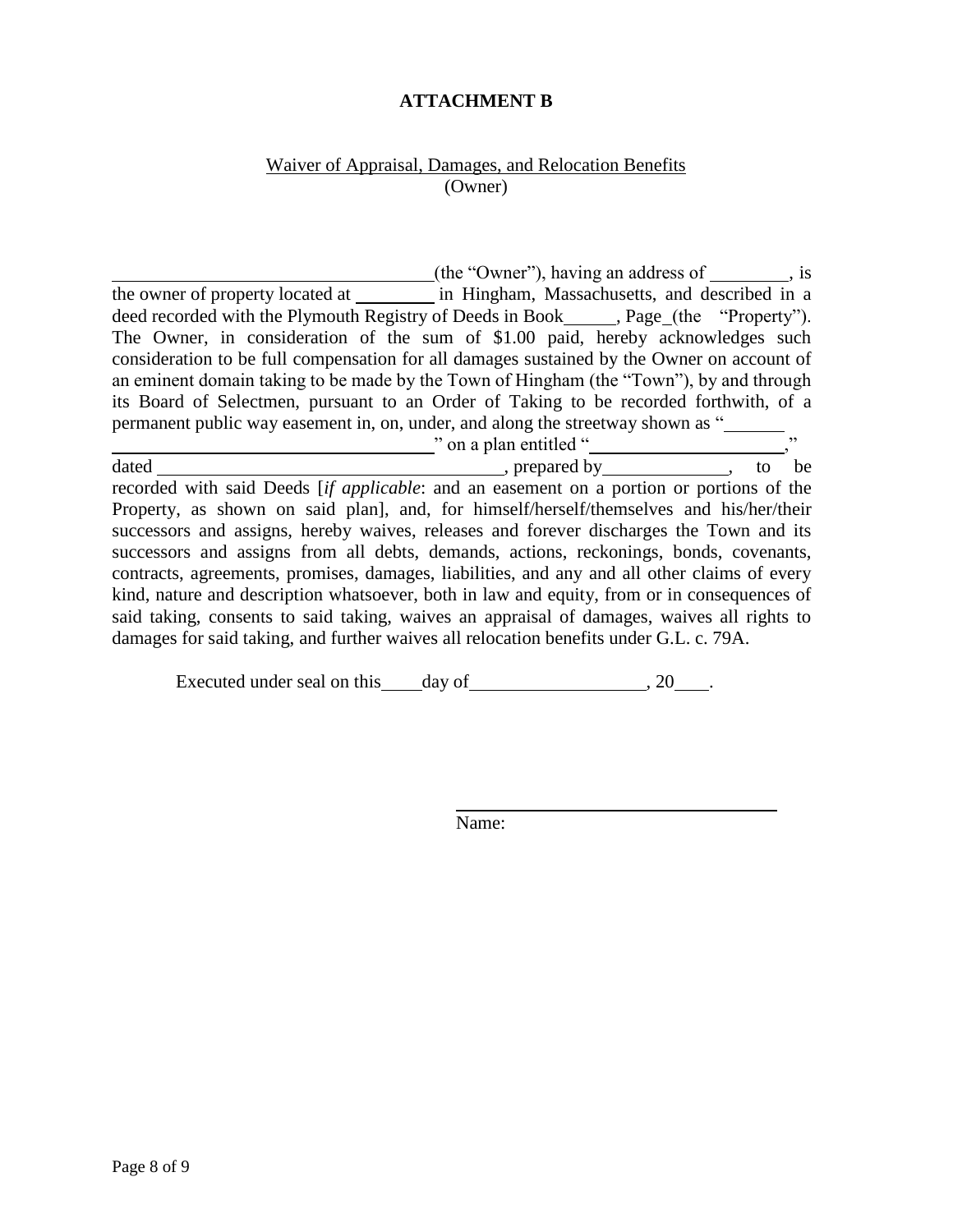**ATTACHMENT B**

Waiver of Appraisal, Damages, and Relocation Benefits
(Owner)

\_\_\_\_\_\_\_\_\_\_\_\_\_\_\_\_\_\_\_\_\_\_\_\_\_\_\_\_\_\_\_\_\_\_(the "Owner"), having an address of \_\_\_\_\_\_\_\_\_, is the owner of property located at \_\_\_\_\_\_\_\_\_ in Hingham, Massachusetts, and described in a deed recorded with the Plymouth Registry of Deeds in Book\_\_\_\_\_\_, Page\_(the "Property"). The Owner, in consideration of the sum of $1.00 paid, hereby acknowledges such consideration to be full compensation for all damages sustained by the Owner on account of an eminent domain taking to be made by the Town of Hingham (the "Town"), by and through its Board of Selectmen, pursuant to an Order of Taking to be recorded forthwith, of a permanent public way easement in, on, under, and along the streetway shown as "\_\_\_\_\_\_\_ \_\_\_\_\_\_\_\_\_\_\_\_\_\_\_\_\_\_\_\_\_\_\_\_\_\_\_\_\_\_\_\_\_\_" on a plan entitled "\_\_\_\_\_\_\_\_\_\_\_\_\_\_\_\_\_\_\_\_\_," dated \_\_\_\_\_\_\_\_\_\_\_\_\_\_\_\_\_\_\_\_\_\_\_\_\_\_\_\_\_\_\_\_\_\_\_\_\_\_, prepared by\_\_\_\_\_\_\_\_\_\_\_\_\_\_, to be recorded with said Deeds [*if applicable*: and an easement on a portion or portions of the Property, as shown on said plan], and, for himself/herself/themselves and his/her/their successors and assigns, hereby waives, releases and forever discharges the Town and its successors and assigns from all debts, demands, actions, reckonings, bonds, covenants, contracts, agreements, promises, damages, liabilities, and any and all other claims of every kind, nature and description whatsoever, both in law and equity, from or in consequences of said taking, consents to said taking, waives an appraisal of damages, waives all rights to damages for said taking, and further waives all relocation benefits under G.L. c. 79A.

Executed under seal on this\_\_\_\_day of\_\_\_\_\_\_\_\_\_\_\_\_\_\_\_\_\_\_\_, 20\_\_\_\_.

\_\_\_\_\_\_\_\_\_\_\_\_\_\_\_\_\_\_\_\_\_\_\_\_\_\_\_\_\_\_\_\_\_\_\_\_
Name: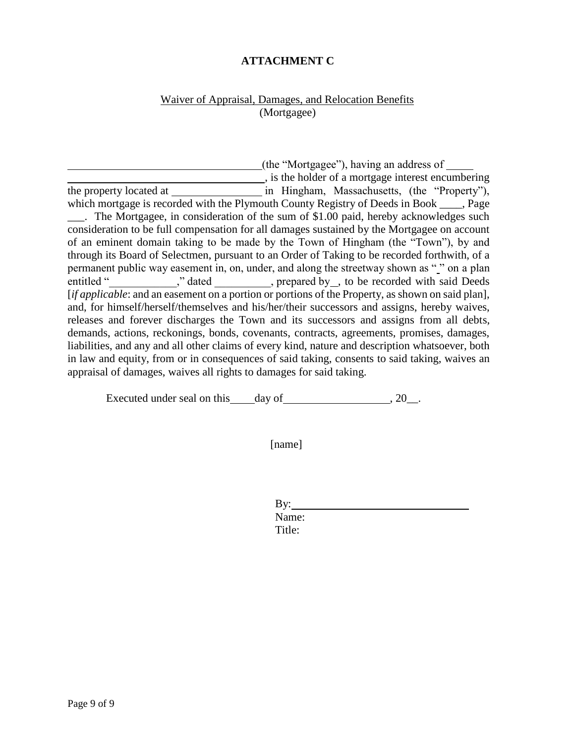**ATTACHMENT C**

Waiver of Appraisal, Damages, and Relocation Benefits
(Mortgagee)

\_\_\_\_\_\_\_\_\_\_\_\_\_\_\_\_\_\_\_\_\_\_\_\_\_\_\_\_\_\_\_\_\_\_\_(the "Mortgagee"), having an address of \_\_\_\_\_ \_\_\_\_\_\_\_\_\_\_\_\_\_\_\_\_\_\_\_\_\_\_\_\_\_\_\_\_\_\_\_\_\_\_\_, is the holder of a mortgage interest encumbering the property located at \_\_\_\_\_\_\_\_\_\_\_\_\_\_\_\_\_ in Hingham, Massachusetts, (the "Property"), which mortgage is recorded with the Plymouth County Registry of Deeds in Book \_\_\_\_, Page \_\_\_. The Mortgagee, in consideration of the sum of $1.00 paid, hereby acknowledges such consideration to be full compensation for all damages sustained by the Mortgagee on account of an eminent domain taking to be made by the Town of Hingham (the "Town"), by and through its Board of Selectmen, pursuant to an Order of Taking to be recorded forthwith, of a permanent public way easement in, on, under, and along the streetway shown as " " on a plan entitled "\_\_\_\_\_\_\_\_\_\_\_\_," dated \_\_\_\_\_\_\_\_\_\_, prepared by\_, to be recorded with said Deeds [*if applicable*: and an easement on a portion or portions of the Property, as shown on said plan], and, for himself/herself/themselves and his/her/their successors and assigns, hereby waives, releases and forever discharges the Town and its successors and assigns from all debts, demands, actions, reckonings, bonds, covenants, contracts, agreements, promises, damages, liabilities, and any and all other claims of every kind, nature and description whatsoever, both in law and equity, from or in consequences of said taking, consents to said taking, waives an appraisal of damages, waives all rights to damages for said taking.

Executed under seal on this\_\_\_\_day of\_\_\_\_\_\_\_\_\_\_\_\_\_\_\_\_\_\_\_, 20\_\_.

[name]

By:\_\_\_\_\_\_\_\_\_\_\_\_\_\_\_\_\_\_\_\_\_\_\_\_\_\_\_\_\_\_\_\_
Name:
Title: